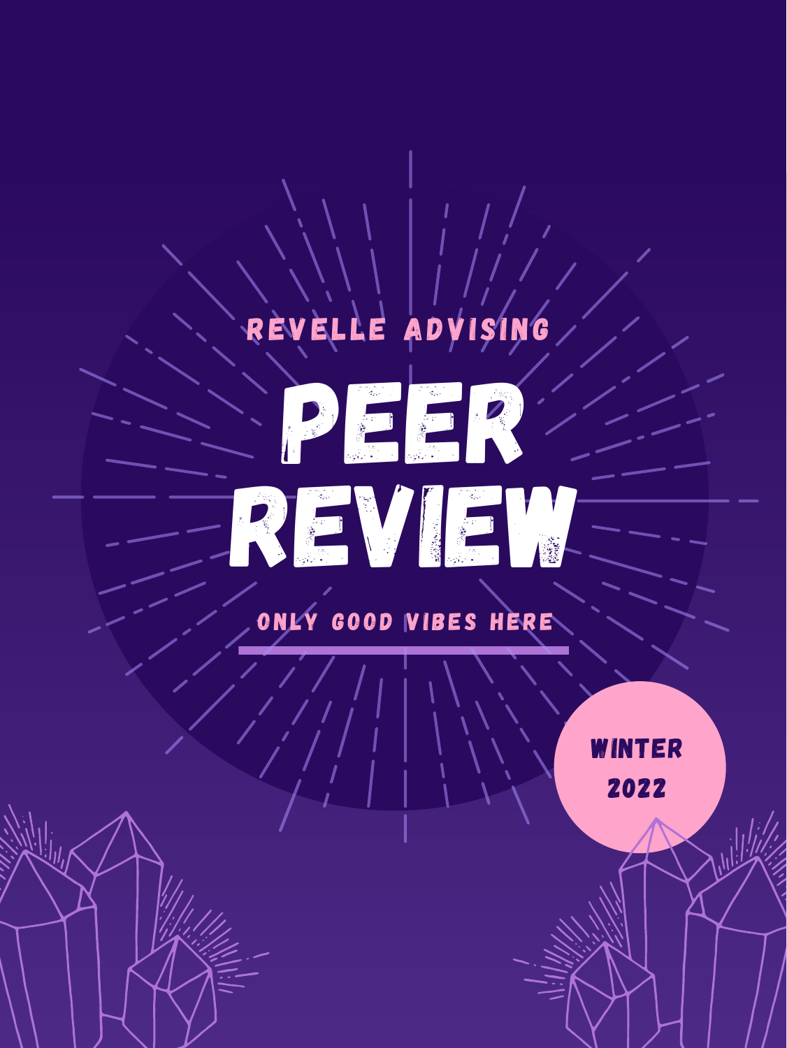REVELLE ADVISING

# PEER REVIEW

ONLY GOOD VIBES HERE

WINTER 2022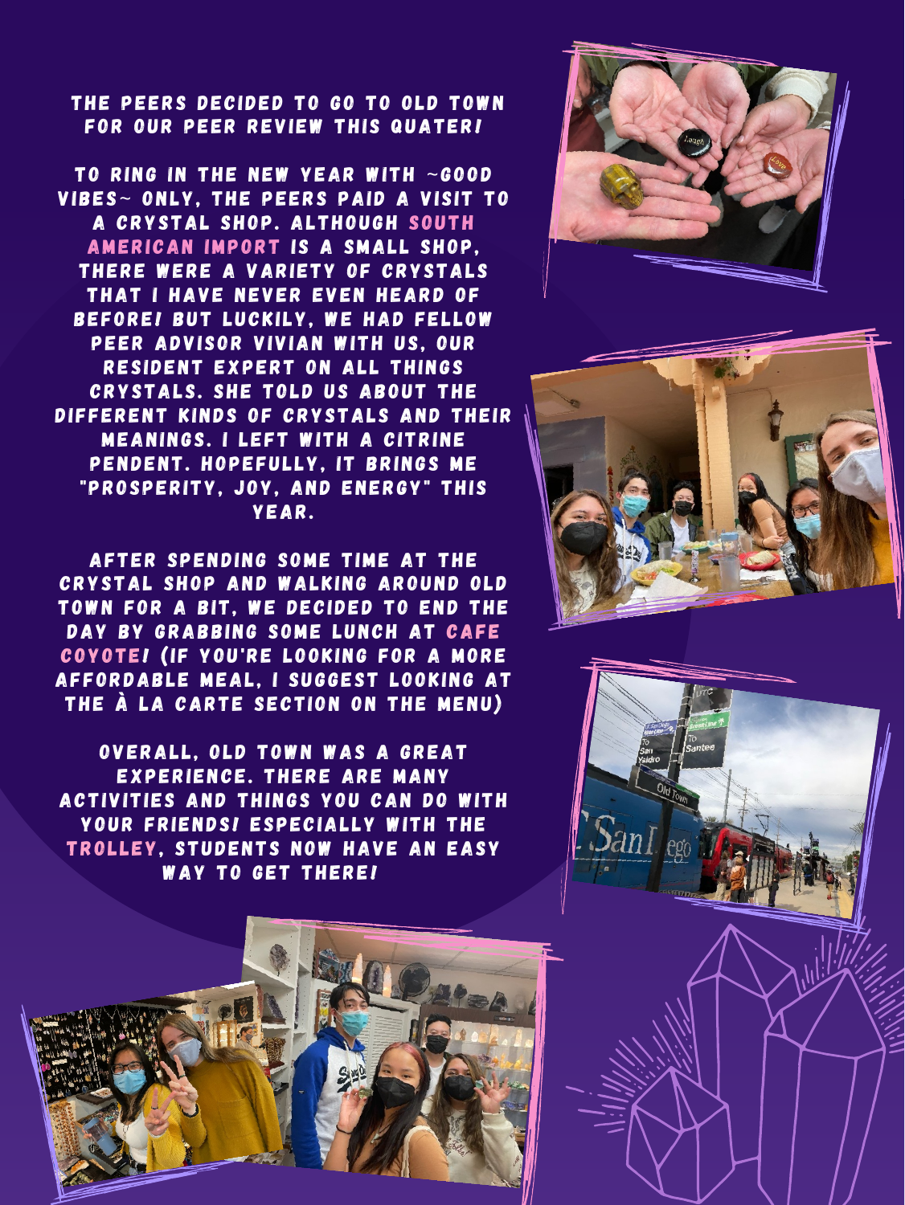THE PEERS DECIDED TO GO TO OLD TOWN FOR OUR PEER REVIEW THIS QUATER!

TO RING IN THE NEW YEAR WITH ~GOOD VIBES~ ONLY, THE PEERS PAID A VISIT TO A CRYSTAL SHOP. ALTHOUGH SOUTH AMERICAN IMPORT IS A SMALL SHOP, THERE WERE A VARIETY OF CRYSTALS THAT I HAVE NEVER EVEN HEARD OF BEFORE! BUT LUCKILY, WE HAD FELLOW PEER ADVISOR VIVIAN WITH US, OUR RESIDENT EXPERT ON ALL THINGS CRYSTALS. SHE TOLD US ABOUT THE DIFFERENT KINDS OF CRYSTALS AND THEIR MEANINGS. I LEFT WITH A CITRINE PENDENT. HOPEFULLY, IT BRINGS ME "PROSPERITY, JOY, AND ENERGY" THIS YEAR.

AFTER SPENDING SOME TIME AT THE CRYSTAL SHOP AND WALKING AROUND OLD TOWN FOR A BIT, WE DECIDED TO END THE DAY BY GRABBING SOME LUNCH AT CAFE COYOTE! (IF YOU'RE LOOKING FOR A MORE AFFORDABLE MEAL, I SUGGEST LOOKING AT THE À LA CARTE SECTION ON THE MENU)

OVERALL, OLD TOWN WAS A GREAT EXPERIENCE. THERE ARE MANY ACTIVITIES AND THINGS YOU CAN DO WITH YOUR FRIENDS! ESPECIALLY WITH THE TROLLEY, STUDENTS NOW HAVE AN EASY WAY TO GET THERE!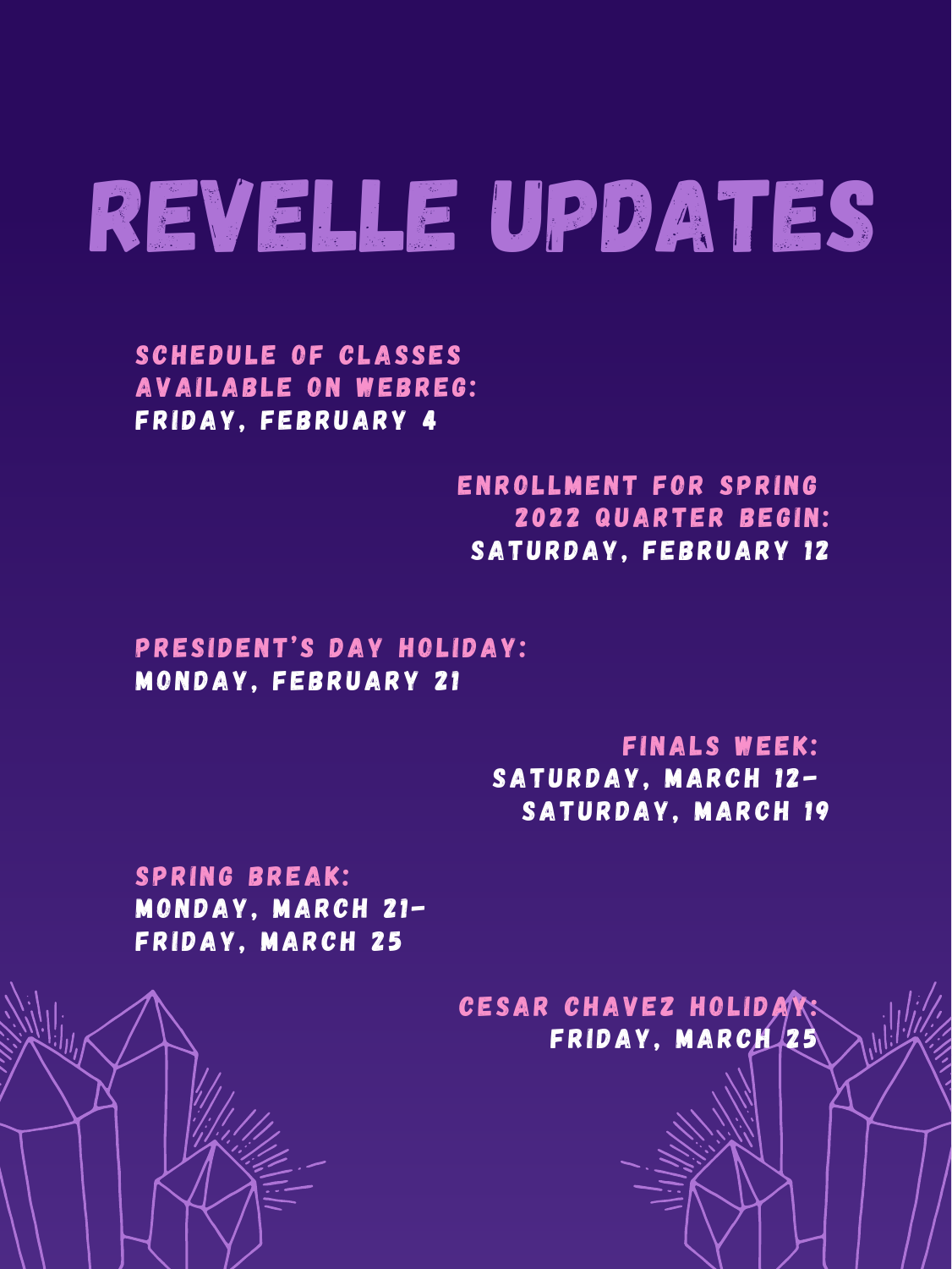# REVELLE UPDATES

**SCHEDULE OF CLASSES AVAILABLE ON WEBREG:**
FRIDAY, FEBRUARY 4

**ENROLLMENT FOR SPRING 2022 QUARTER BEGIN:**
SATURDAY, FEBRUARY 12

**PRESIDENT'S DAY HOLIDAY:**
MONDAY, FEBRUARY 21

**FINALS WEEK:**
SATURDAY, MARCH 12-
SATURDAY, MARCH 19

**SPRING BREAK:**
MONDAY, MARCH 21-
FRIDAY, MARCH 25

**CESAR CHAVEZ HOLIDAY:**
FRIDAY, MARCH 25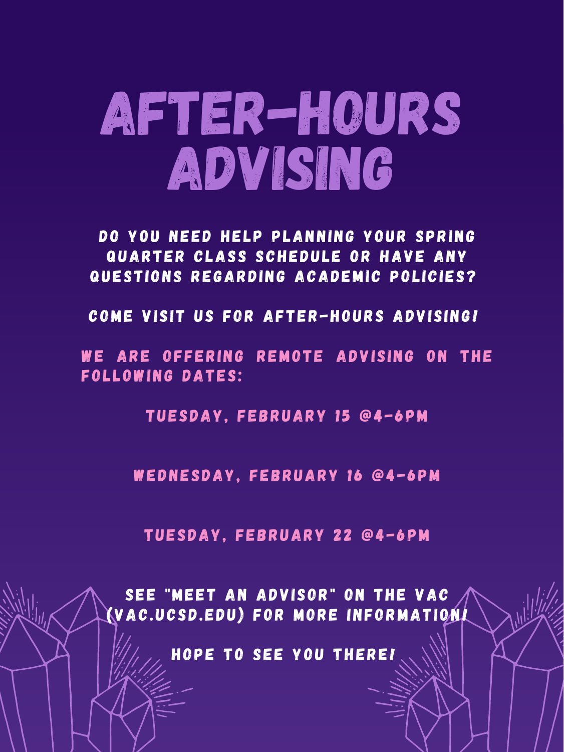# AFTER-HOURS ADVISING

DO YOU NEED HELP PLANNING YOUR SPRING QUARTER CLASS SCHEDULE OR HAVE ANY QUESTIONS REGARDING ACADEMIC POLICIES?

COME VISIT US FOR AFTER-HOURS ADVISING!

WE ARE OFFERING REMOTE ADVISING ON THE FOLLOWING DATES:

TUESDAY, FEBRUARY 15 @4-6PM

WEDNESDAY, FEBRUARY 16 @4-6PM

TUESDAY, FEBRUARY 22 @4-6PM

SEE "MEET AN ADVISOR" ON THE VAC (VAC.UCSD.EDU) FOR MORE INFORMATION!

HOPE TO SEE YOU THERE!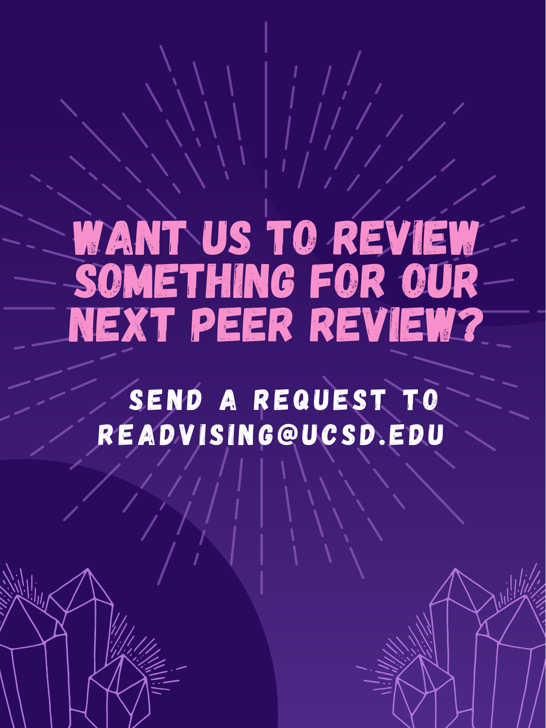# Want us to review something for our next Peer Review?

**Send a request to readvising@ucsd.edu**